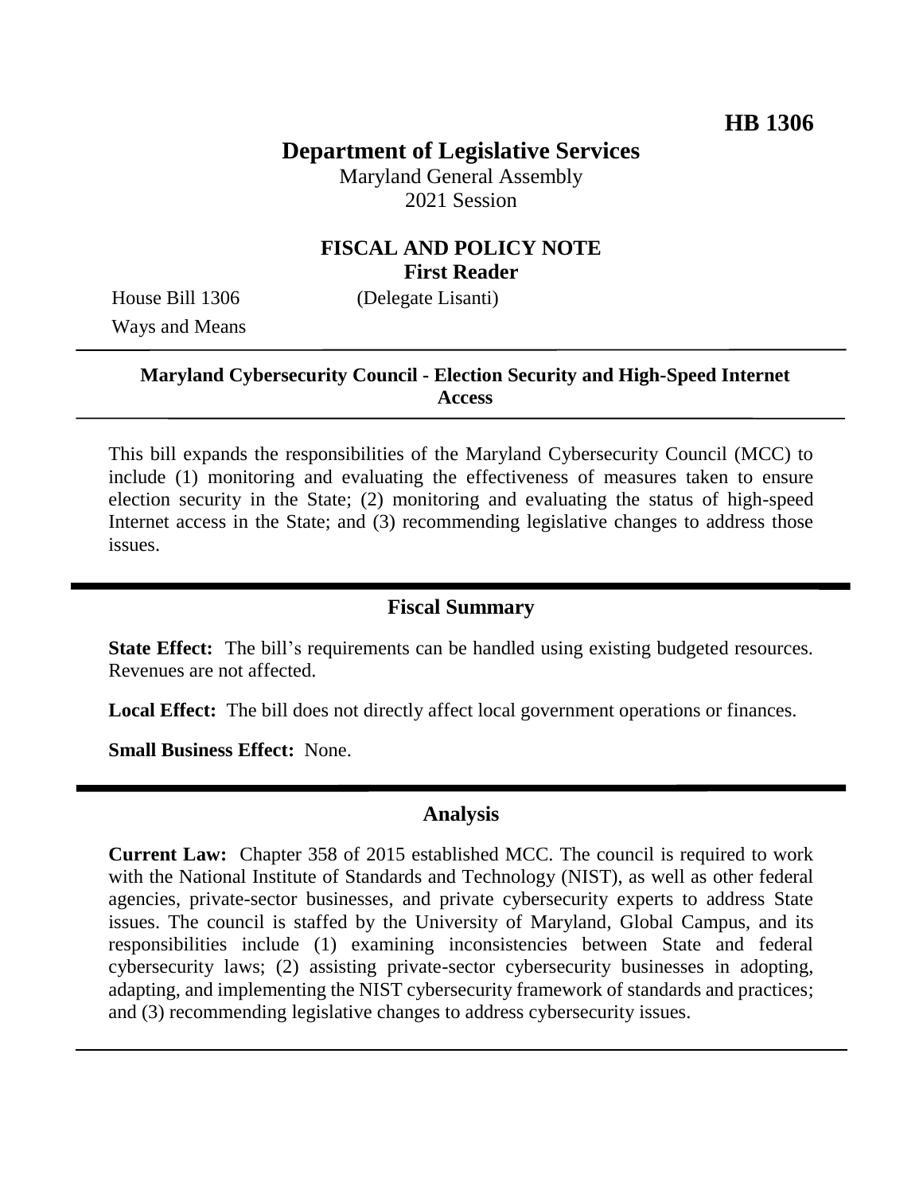**HB 1306**

# Department of Legislative Services

Maryland General Assembly
2021 Session

## FISCAL AND POLICY NOTE
**First Reader**

House Bill 1306 (Delegate Lisanti)
Ways and Means

---

**Maryland Cybersecurity Council - Election Security and High-Speed Internet Access**

---

This bill expands the responsibilities of the Maryland Cybersecurity Council (MCC) to include (1) monitoring and evaluating the effectiveness of measures taken to ensure election security in the State; (2) monitoring and evaluating the status of high-speed Internet access in the State; and (3) recommending legislative changes to address those issues.

## Fiscal Summary

**State Effect:** The bill's requirements can be handled using existing budgeted resources. Revenues are not affected.

**Local Effect:** The bill does not directly affect local government operations or finances.

**Small Business Effect:** None.

## Analysis

**Current Law:** Chapter 358 of 2015 established MCC. The council is required to work with the National Institute of Standards and Technology (NIST), as well as other federal agencies, private-sector businesses, and private cybersecurity experts to address State issues. The council is staffed by the University of Maryland, Global Campus, and its responsibilities include (1) examining inconsistencies between State and federal cybersecurity laws; (2) assisting private-sector cybersecurity businesses in adopting, adapting, and implementing the NIST cybersecurity framework of standards and practices; and (3) recommending legislative changes to address cybersecurity issues.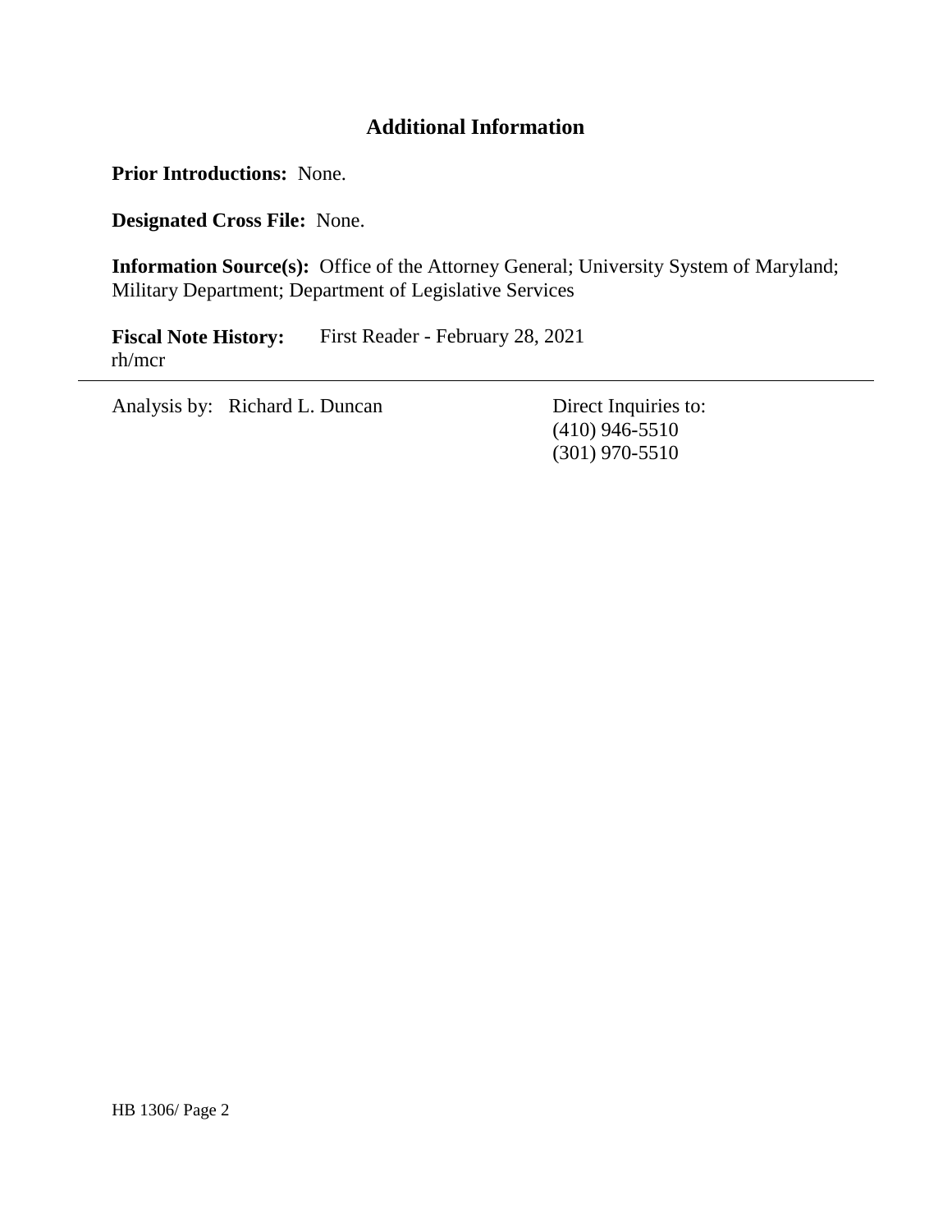## Additional Information

**Prior Introductions:** None.

**Designated Cross File:** None.

**Information Source(s):** Office of the Attorney General; University System of Maryland; Military Department; Department of Legislative Services

**Fiscal Note History:** First Reader - February 28, 2021
rh/mcr

---

Analysis by: Richard L. Duncan

Direct Inquiries to:
(410) 946-5510
(301) 970-5510